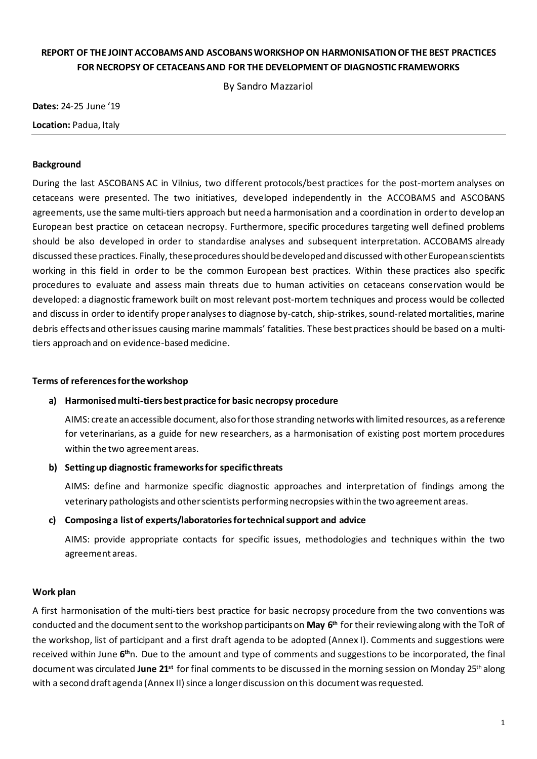# REPORT OF THE JOINT ACCOBAMS AND ASCOBANS WORKSHOP ON HARMONISATION OF THE BEST PRACTICES FOR NECROPSY OF CETACEANS AND FOR THE DEVELOPMENT OF DIAGNOSTIC FRAMEWORKS

By Sandro Mazzariol

**Dates:** 24-25 June '19

**Location:** Padua, Italy

---

### Background

During the last ASCOBANS AC in Vilnius, two different protocols/best practices for the post-mortem analyses on cetaceans were presented. The two initiatives, developed independently in the ACCOBAMS and ASCOBANS agreements, use the same multi-tiers approach but need a harmonisation and a coordination in order to develop an European best practice on cetacean necropsy. Furthermore, specific procedures targeting well defined problems should be also developed in order to standardise analyses and subsequent interpretation. ACCOBAMS already discussed these practices. Finally, these procedures should be developed and discussed with other European scientists working in this field in order to be the common European best practices. Within these practices also specific procedures to evaluate and assess main threats due to human activities on cetaceans conservation would be developed: a diagnostic framework built on most relevant post-mortem techniques and process would be collected and discuss in order to identify proper analyses to diagnose by-catch, ship-strikes, sound-related mortalities, marine debris effects and other issues causing marine mammals' fatalities. These best practices should be based on a multi-tiers approach and on evidence-based medicine.

### Terms of references for the workshop

**a) Harmonised multi-tiers best practice for basic necropsy procedure**

AIMS: create an accessible document, also for those stranding networks with limited resources, as a reference for veterinarians, as a guide for new researchers, as a harmonisation of existing post mortem procedures within the two agreement areas.

**b) Setting up diagnostic frameworks for specific threats**

AIMS: define and harmonize specific diagnostic approaches and interpretation of findings among the veterinary pathologists and other scientists performing necropsies within the two agreement areas.

**c) Composing a list of experts/laboratories for technical support and advice**

AIMS: provide appropriate contacts for specific issues, methodologies and techniques within the two agreement areas.

### Work plan

A first harmonisation of the multi-tiers best practice for basic necropsy procedure from the two conventions was conducted and the document sent to the workshop participants on **May 6th** for their reviewing along with the ToR of the workshop, list of participant and a first draft agenda to be adopted (Annex I). Comments and suggestions were received within June **6th**n. Due to the amount and type of comments and suggestions to be incorporated, the final document was circulated **June 21st** for final comments to be discussed in the morning session on Monday 25th along with a second draft agenda (Annex II) since a longer discussion on this document was requested.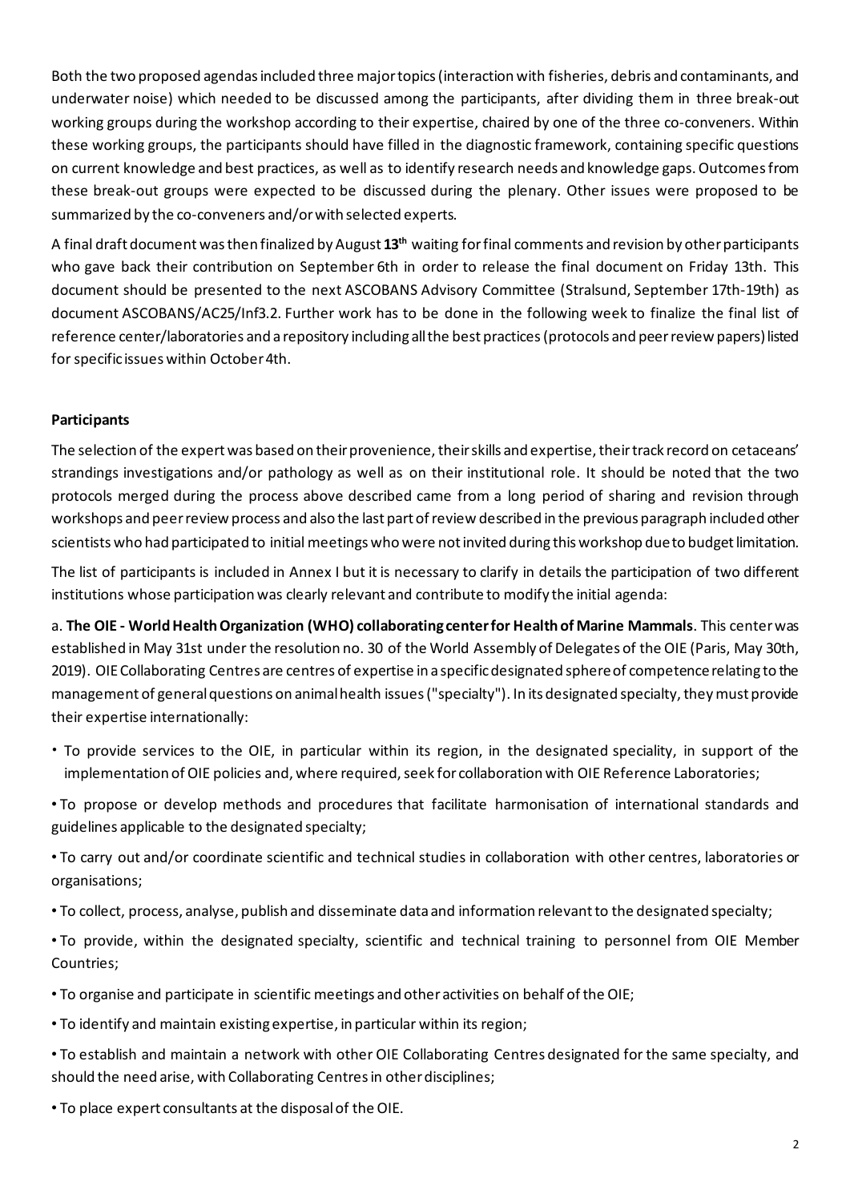Both the two proposed agendas included three major topics (interaction with fisheries, debris and contaminants, and underwater noise) which needed to be discussed among the participants, after dividing them in three break-out working groups during the workshop according to their expertise, chaired by one of the three co-conveners. Within these working groups, the participants should have filled in the diagnostic framework, containing specific questions on current knowledge and best practices, as well as to identify research needs and knowledge gaps. Outcomes from these break-out groups were expected to be discussed during the plenary. Other issues were proposed to be summarized by the co-conveners and/or with selected experts.

A final draft document was then finalized by August **13[th]** waiting for final comments and revision by other participants who gave back their contribution on September 6th in order to release the final document on Friday 13th. This document should be presented to the next ASCOBANS Advisory Committee (Stralsund, September 17th-19th) as document ASCOBANS/AC25/Inf3.2. Further work has to be done in the following week to finalize the final list of reference center/laboratories and a repository including all the best practices (protocols and peer review papers) listed for specific issues within October 4th.

**Participants**

The selection of the expert was based on their provenience, their skills and expertise, their track record on cetaceans' strandings investigations and/or pathology as well as on their institutional role. It should be noted that the two protocols merged during the process above described came from a long period of sharing and revision through workshops and peer review process and also the last part of review described in the previous paragraph included other scientists who had participated to initial meetings who were not invited during this workshop due to budget limitation.

The list of participants is included in Annex I but it is necessary to clarify in details the participation of two different institutions whose participation was clearly relevant and contribute to modify the initial agenda:

a. **The OIE - World Health Organization (WHO) collaborating center for Health of Marine Mammals**. This center was established in May 31st under the resolution no. 30 of the World Assembly of Delegates of the OIE (Paris, May 30th, 2019). OIE Collaborating Centres are centres of expertise in a specific designated sphere of competence relating to the management of general questions on animal health issues ("specialty"). In its designated specialty, they must provide their expertise internationally:

- To provide services to the OIE, in particular within its region, in the designated speciality, in support of the implementation of OIE policies and, where required, seek for collaboration with OIE Reference Laboratories;
- To propose or develop methods and procedures that facilitate harmonisation of international standards and guidelines applicable to the designated specialty;
- To carry out and/or coordinate scientific and technical studies in collaboration with other centres, laboratories or organisations;
- To collect, process, analyse, publish and disseminate data and information relevant to the designated specialty;
- To provide, within the designated specialty, scientific and technical training to personnel from OIE Member Countries;
- To organise and participate in scientific meetings and other activities on behalf of the OIE;
- To identify and maintain existing expertise, in particular within its region;
- To establish and maintain a network with other OIE Collaborating Centres designated for the same specialty, and should the need arise, with Collaborating Centres in other disciplines;
- To place expert consultants at the disposal of the OIE.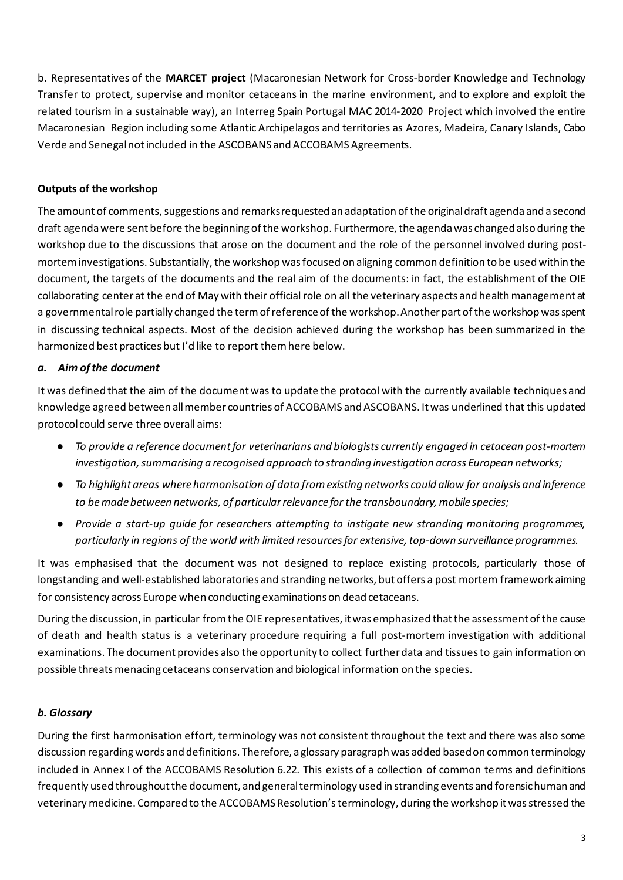b. Representatives of the **MARCET project** (Macaronesian Network for Cross-border Knowledge and Technology Transfer to protect, supervise and monitor cetaceans in the marine environment, and to explore and exploit the related tourism in a sustainable way), an Interreg Spain Portugal MAC 2014-2020 Project which involved the entire Macaronesian Region including some Atlantic Archipelagos and territories as Azores, Madeira, Canary Islands, Cabo Verde and Senegal not included in the ASCOBANS and ACCOBAMS Agreements.

**Outputs of the workshop**

The amount of comments, suggestions and remarks requested an adaptation of the original draft agenda and a second draft agenda were sent before the beginning of the workshop. Furthermore, the agenda was changed also during the workshop due to the discussions that arose on the document and the role of the personnel involved during post-mortem investigations. Substantially, the workshop was focused on aligning common definition to be used within the document, the targets of the documents and the real aim of the documents: in fact, the establishment of the OIE collaborating center at the end of May with their official role on all the veterinary aspects and health management at a governmental role partially changed the term of reference of the workshop. Another part of the workshop was spent in discussing technical aspects. Most of the decision achieved during the workshop has been summarized in the harmonized best practices but I'd like to report them here below.

***a. Aim of the document***

It was defined that the aim of the document was to update the protocol with the currently available techniques and knowledge agreed between all member countries of ACCOBAMS and ASCOBANS. It was underlined that this updated protocol could serve three overall aims:

- *To provide a reference document for veterinarians and biologists currently engaged in cetacean post-mortem investigation, summarising a recognised approach to stranding investigation across European networks;*
- *To highlight areas where harmonisation of data from existing networks could allow for analysis and inference to be made between networks, of particular relevance for the transboundary, mobile species;*
- *Provide a start-up guide for researchers attempting to instigate new stranding monitoring programmes, particularly in regions of the world with limited resources for extensive, top-down surveillance programmes.*

It was emphasised that the document was not designed to replace existing protocols, particularly those of longstanding and well-established laboratories and stranding networks, but offers a post mortem framework aiming for consistency across Europe when conducting examinations on dead cetaceans.

During the discussion, in particular from the OIE representatives, it was emphasized that the assessment of the cause of death and health status is a veterinary procedure requiring a full post-mortem investigation with additional examinations. The document provides also the opportunity to collect further data and tissues to gain information on possible threats menacing cetaceans conservation and biological information on the species.

***b. Glossary***

During the first harmonisation effort, terminology was not consistent throughout the text and there was also some discussion regarding words and definitions. Therefore, a glossary paragraph was added based on common terminology included in Annex I of the ACCOBAMS Resolution 6.22. This exists of a collection of common terms and definitions frequently used throughout the document, and general terminology used in stranding events and forensic human and veterinary medicine. Compared to the ACCOBAMS Resolution's terminology, during the workshop it was stressed the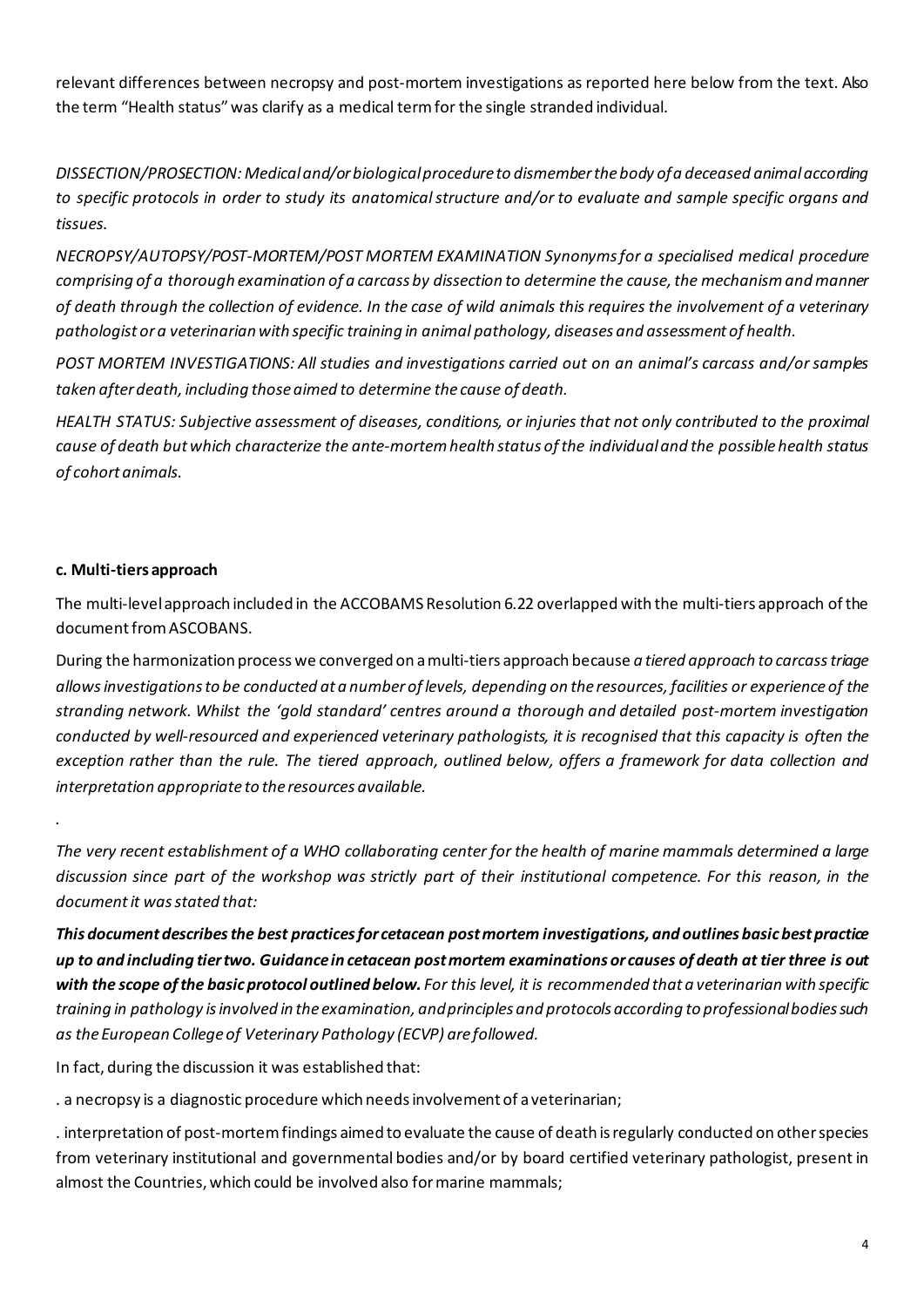relevant differences between necropsy and post-mortem investigations as reported here below from the text. Also the term "Health status" was clarify as a medical term for the single stranded individual.

*DISSECTION/PROSECTION: Medical and/or biological procedure to dismember the body of a deceased animal according to specific protocols in order to study its anatomical structure and/or to evaluate and sample specific organs and tissues.*

*NECROPSY/AUTOPSY/POST-MORTEM/POST MORTEM EXAMINATION Synonyms for a specialised medical procedure comprising of a thorough examination of a carcass by dissection to determine the cause, the mechanism and manner of death through the collection of evidence. In the case of wild animals this requires the involvement of a veterinary pathologist or a veterinarian with specific training in animal pathology, diseases and assessment of health.*

*POST MORTEM INVESTIGATIONS: All studies and investigations carried out on an animal's carcass and/or samples taken after death, including those aimed to determine the cause of death.*

*HEALTH STATUS: Subjective assessment of diseases, conditions, or injuries that not only contributed to the proximal cause of death but which characterize the ante-mortem health status of the individual and the possible health status of cohort animals.*

**c. Multi-tiers approach**

The multi-level approach included in the ACCOBAMS Resolution 6.22 overlapped with the multi-tiers approach of the document from ASCOBANS.

During the harmonization process we converged on a multi-tiers approach because *a tiered approach to carcass triage allows investigations to be conducted at a number of levels, depending on the resources, facilities or experience of the stranding network. Whilst the 'gold standard' centres around a thorough and detailed post-mortem investigation conducted by well-resourced and experienced veterinary pathologists, it is recognised that this capacity is often the exception rather than the rule. The tiered approach, outlined below, offers a framework for data collection and interpretation appropriate to the resources available.*

*.*

*The very recent establishment of a WHO collaborating center for the health of marine mammals determined a large discussion since part of the workshop was strictly part of their institutional competence. For this reason, in the document it was stated that:*

***This document describes the best practices for cetacean post mortem investigations, and outlines basic best practice up to and including tier two. Guidance in cetacean post mortem examinations or causes of death at tier three is out with the scope of the basic protocol outlined below.*** *For this level, it is recommended that a veterinarian with specific training in pathology is involved in the examination, and principles and protocols according to professional bodies such as the European College of Veterinary Pathology (ECVP) are followed.*

In fact, during the discussion it was established that:

. a necropsy is a diagnostic procedure which needs involvement of a veterinarian;

. interpretation of post-mortem findings aimed to evaluate the cause of death is regularly conducted on other species from veterinary institutional and governmental bodies and/or by board certified veterinary pathologist, present in almost the Countries, which could be involved also for marine mammals;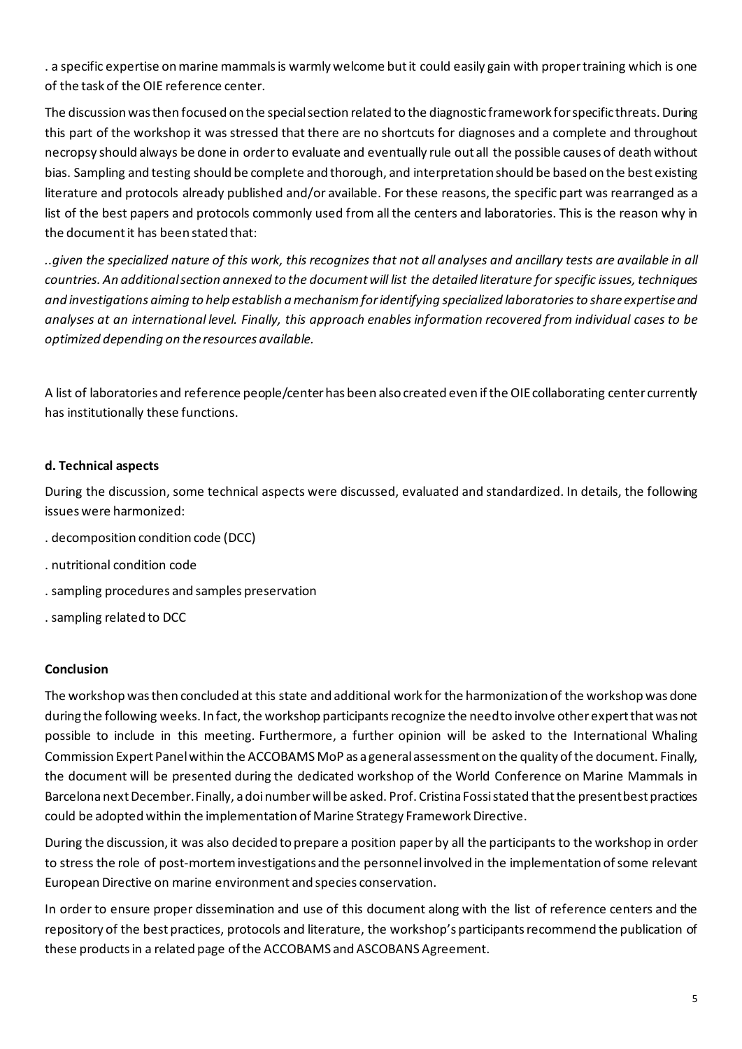. a specific expertise on marine mammals is warmly welcome but it could easily gain with proper training which is one of the task of the OIE reference center.

The discussion was then focused on the special section related to the diagnostic framework for specific threats. During this part of the workshop it was stressed that there are no shortcuts for diagnoses and a complete and throughout necropsy should always be done in order to evaluate and eventually rule out all the possible causes of death without bias. Sampling and testing should be complete and thorough, and interpretation should be based on the best existing literature and protocols already published and/or available. For these reasons, the specific part was rearranged as a list of the best papers and protocols commonly used from all the centers and laboratories. This is the reason why in the document it has been stated that:

*..given the specialized nature of this work, this recognizes that not all analyses and ancillary tests are available in all countries. An additional section annexed to the document will list the detailed literature for specific issues, techniques and investigations aiming to help establish a mechanism for identifying specialized laboratories to share expertise and analyses at an international level. Finally, this approach enables information recovered from individual cases to be optimized depending on the resources available.*

A list of laboratories and reference people/center has been also created even if the OIE collaborating center currently has institutionally these functions.

**d. Technical aspects**

During the discussion, some technical aspects were discussed, evaluated and standardized. In details, the following issues were harmonized:

. decomposition condition code (DCC)

. nutritional condition code

. sampling procedures and samples preservation

. sampling related to DCC

**Conclusion**

The workshop was then concluded at this state and additional work for the harmonization of the workshop was done during the following weeks. In fact, the workshop participants recognize the need to involve other expert that was not possible to include in this meeting. Furthermore, a further opinion will be asked to the International Whaling Commission Expert Panel within the ACCOBAMS MoP as a general assessment on the quality of the document. Finally, the document will be presented during the dedicated workshop of the World Conference on Marine Mammals in Barcelona next December. Finally, a doi number will be asked. Prof. Cristina Fossi stated that the present best practices could be adopted within the implementation of Marine Strategy Framework Directive.

During the discussion, it was also decided to prepare a position paper by all the participants to the workshop in order to stress the role of post-mortem investigations and the personnel involved in the implementation of some relevant European Directive on marine environment and species conservation.

In order to ensure proper dissemination and use of this document along with the list of reference centers and the repository of the best practices, protocols and literature, the workshop's participants recommend the publication of these products in a related page of the ACCOBAMS and ASCOBANS Agreement.